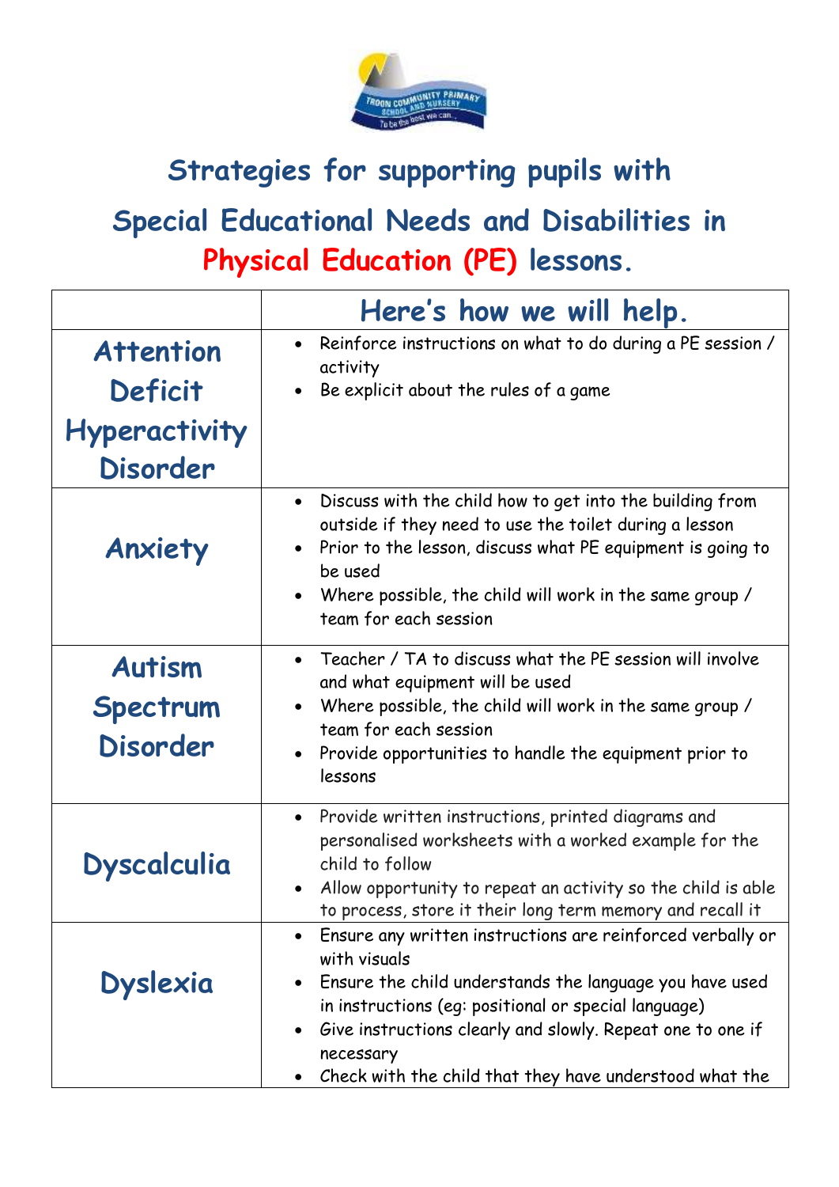# Strategies for supporting pupils with Special Educational Needs and Disabilities in Physical Education (PE) lessons.

| | Here's how we will help. |
|---|---|
| **Attention Deficit Hyperactivity Disorder** | • Reinforce instructions on what to do during a PE session / activity<br>• Be explicit about the rules of a game |
| **Anxiety** | • Discuss with the child how to get into the building from outside if they need to use the toilet during a lesson<br>• Prior to the lesson, discuss what PE equipment is going to be used<br>• Where possible, the child will work in the same group / team for each session |
| **Autism Spectrum Disorder** | • Teacher / TA to discuss what the PE session will involve and what equipment will be used<br>• Where possible, the child will work in the same group / team for each session<br>• Provide opportunities to handle the equipment prior to lessons |
| **Dyscalculia** | • Provide written instructions, printed diagrams and personalised worksheets with a worked example for the child to follow<br>• Allow opportunity to repeat an activity so the child is able to process, store it their long term memory and recall it |
| **Dyslexia** | • Ensure any written instructions are reinforced verbally or with visuals<br>• Ensure the child understands the language you have used in instructions (eg: positional or special language)<br>• Give instructions clearly and slowly. Repeat one to one if necessary<br>• Check with the child that they have understood what the |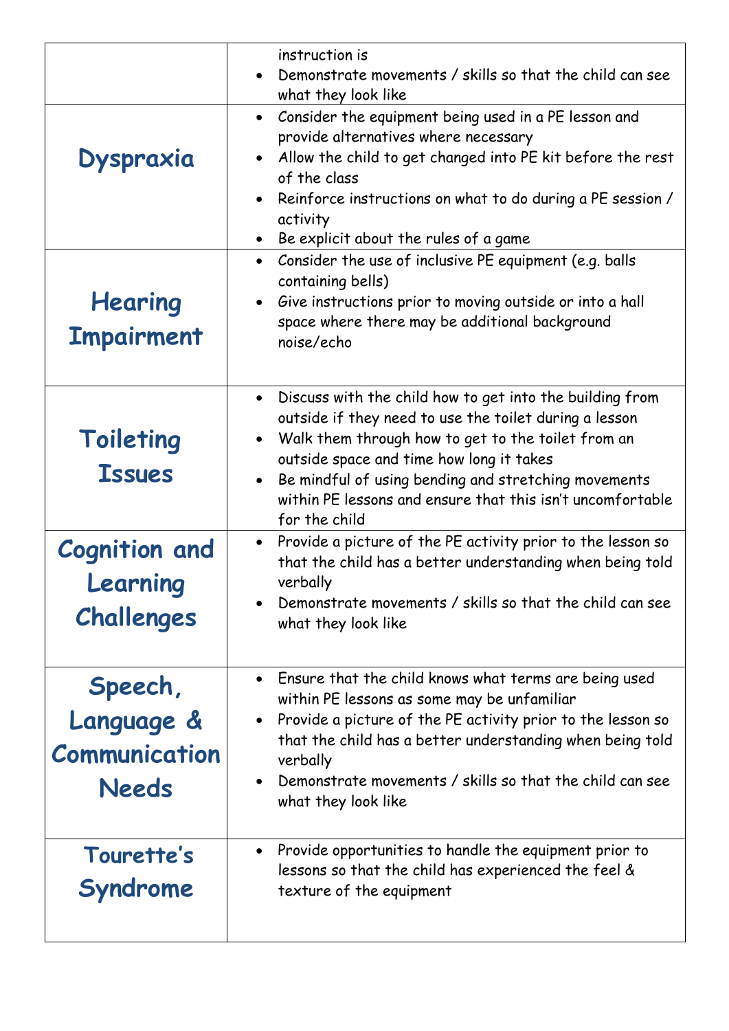| | |
|---|---|
| | instruction is<br>• Demonstrate movements / skills so that the child can see what they look like |
| **Dyspraxia** | • Consider the equipment being used in a PE lesson and provide alternatives where necessary<br>• Allow the child to get changed into PE kit before the rest of the class<br>• Reinforce instructions on what to do during a PE session / activity<br>• Be explicit about the rules of a game |
| **Hearing Impairment** | • Consider the use of inclusive PE equipment (e.g. balls containing bells)<br>• Give instructions prior to moving outside or into a hall space where there may be additional background noise/echo |
| **Toileting Issues** | • Discuss with the child how to get into the building from outside if they need to use the toilet during a lesson<br>• Walk them through how to get to the toilet from an outside space and time how long it takes<br>• Be mindful of using bending and stretching movements within PE lessons and ensure that this isn't uncomfortable for the child |
| **Cognition and Learning Challenges** | • Provide a picture of the PE activity prior to the lesson so that the child has a better understanding when being told verbally<br>• Demonstrate movements / skills so that the child can see what they look like |
| **Speech, Language & Communication Needs** | • Ensure that the child knows what terms are being used within PE lessons as some may be unfamiliar<br>• Provide a picture of the PE activity prior to the lesson so that the child has a better understanding when being told verbally<br>• Demonstrate movements / skills so that the child can see what they look like |
| **Tourette's Syndrome** | • Provide opportunities to handle the equipment prior to lessons so that the child has experienced the feel & texture of the equipment |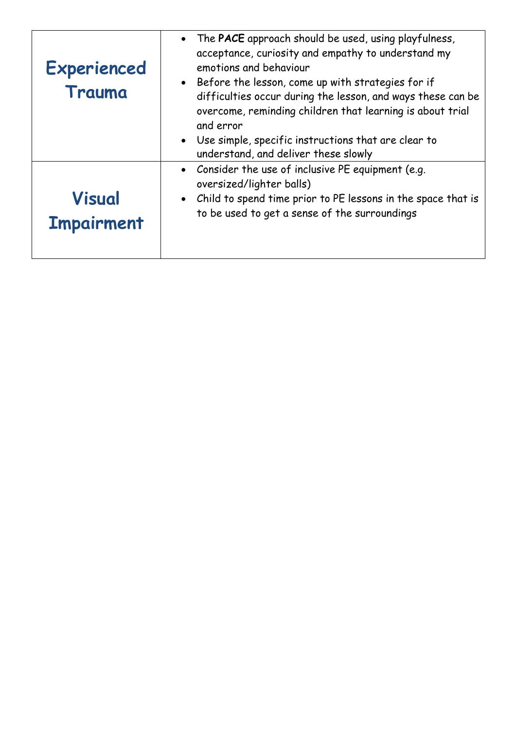| | |
|---|---|
| **Experienced Trauma** | • The **PACE** approach should be used, using playfulness, acceptance, curiosity and empathy to understand my emotions and behaviour<br>• Before the lesson, come up with strategies for if difficulties occur during the lesson, and ways these can be overcome, reminding children that learning is about trial and error<br>• Use simple, specific instructions that are clear to understand, and deliver these slowly |
| **Visual Impairment** | • Consider the use of inclusive PE equipment (e.g. oversized/lighter balls)<br>• Child to spend time prior to PE lessons in the space that is to be used to get a sense of the surroundings |